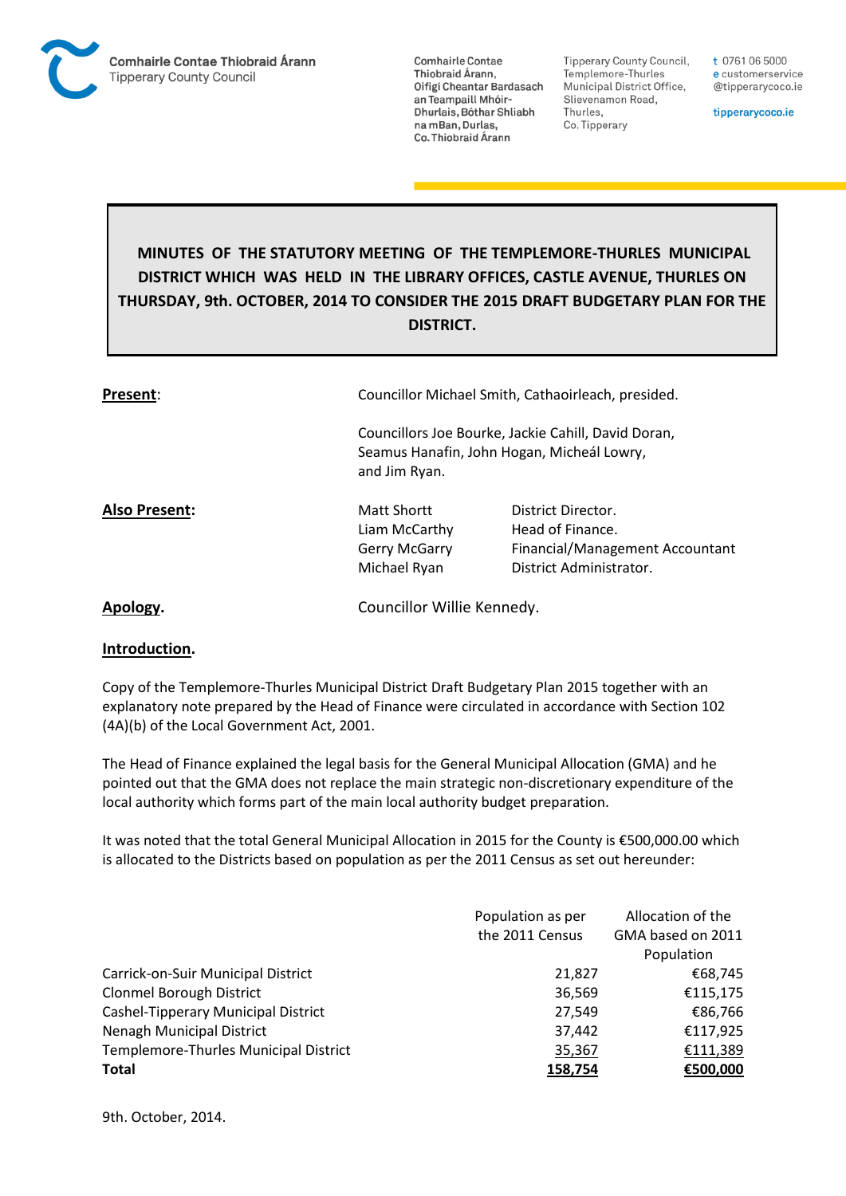Comhairle Contae Thiobraid Árann
Tipperary County Council

Comhairle Contae Thiobraid Árann, Oifigí Cheantar Bardasach an Teampaill Mhóir-Dhurlais, Bóthar Shliabh na mBan, Durlas, Co. Thiobraid Árann

Tipperary County Council, Templemore-Thurles Municipal District Office, Slievenamon Road, Thurles, Co. Tipperary

t 0761 06 5000
e customerservice
@tipperarycoco.ie

tipperarycoco.ie

**MINUTES OF THE STATUTORY MEETING OF THE TEMPLEMORE-THURLES MUNICIPAL DISTRICT WHICH WAS HELD IN THE LIBRARY OFFICES, CASTLE AVENUE, THURLES ON THURSDAY, 9th. OCTOBER, 2014 TO CONSIDER THE 2015 DRAFT BUDGETARY PLAN FOR THE DISTRICT.**

**Present**: Councillor Michael Smith, Cathaoirleach, presided.

Councillors Joe Bourke, Jackie Cahill, David Doran, Seamus Hanafin, John Hogan, Micheál Lowry, and Jim Ryan.

**Also Present:**

| | |
|---|---|
| Matt Shortt | District Director. |
| Liam McCarthy | Head of Finance. |
| Gerry McGarry | Financial/Management Accountant |
| Michael Ryan | District Administrator. |

**Apology.** Councillor Willie Kennedy.

**Introduction.**

Copy of the Templemore-Thurles Municipal District Draft Budgetary Plan 2015 together with an explanatory note prepared by the Head of Finance were circulated in accordance with Section 102 (4A)(b) of the Local Government Act, 2001.

The Head of Finance explained the legal basis for the General Municipal Allocation (GMA) and he pointed out that the GMA does not replace the main strategic non-discretionary expenditure of the local authority which forms part of the main local authority budget preparation.

It was noted that the total General Municipal Allocation in 2015 for the County is €500,000.00 which is allocated to the Districts based on population as per the 2011 Census as set out hereunder:

| | Population as per the 2011 Census | Allocation of the GMA based on 2011 Population |
|---|---|---|
| Carrick-on-Suir Municipal District | 21,827 | €68,745 |
| Clonmel Borough District | 36,569 | €115,175 |
| Cashel-Tipperary Municipal District | 27,549 | €86,766 |
| Nenagh Municipal District | 37,442 | €117,925 |
| Templemore-Thurles Municipal District | 35,367 | €111,389 |
| **Total** | **158,754** | **€500,000** |

9th. October, 2014.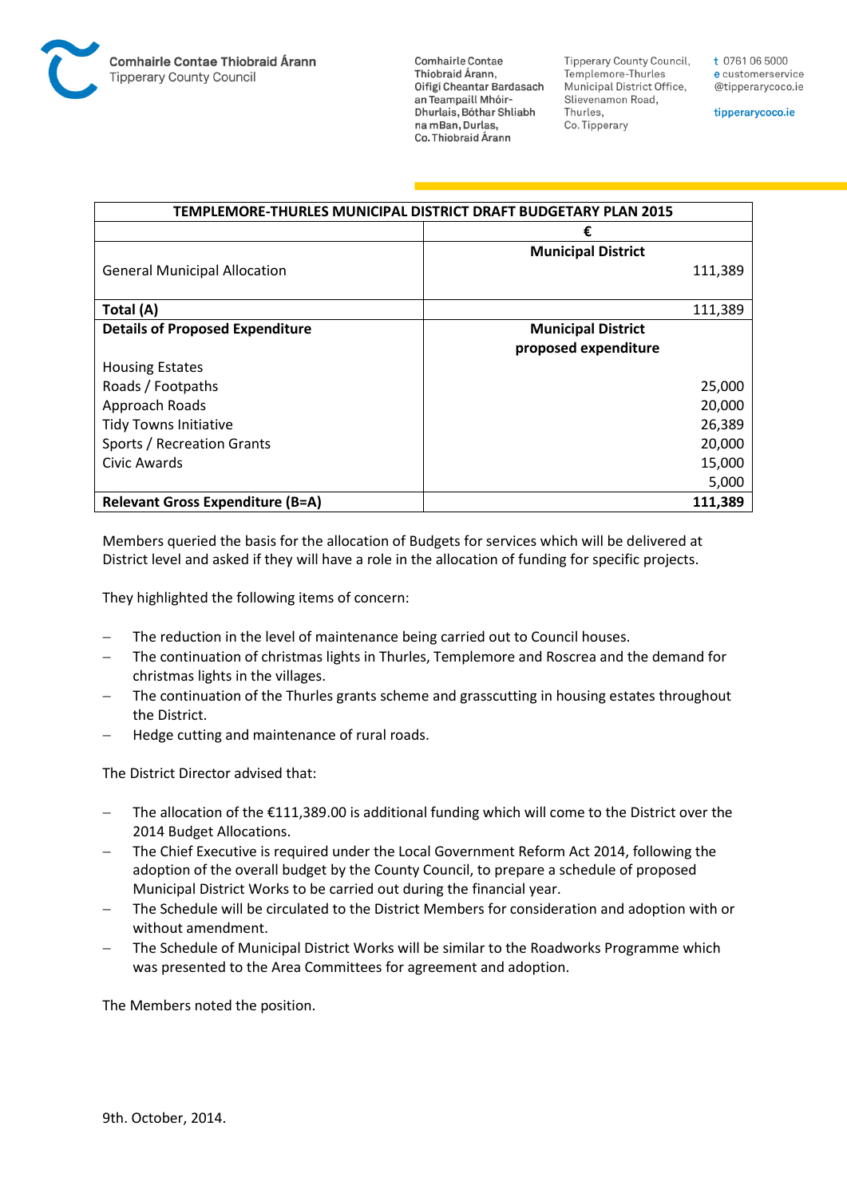| TEMPLEMORE-THURLES MUNICIPAL DISTRICT DRAFT BUDGETARY PLAN 2015 | |
|---|---|
| | € |
| | **Municipal District** |
| General Municipal Allocation | 111,389 |
| **Total (A)** | 111,389 |
| **Details of Proposed Expenditure** | **Municipal District proposed expenditure** |
| Housing Estates | |
| Roads / Footpaths | 25,000 |
| Approach Roads | 20,000 |
| Tidy Towns Initiative | 26,389 |
| Sports / Recreation Grants | 20,000 |
| Civic Awards | 15,000 |
| | 5,000 |
| **Relevant Gross Expenditure (B=A)** | **111,389** |

Members queried the basis for the allocation of Budgets for services which will be delivered at District level and asked if they will have a role in the allocation of funding for specific projects.

They highlighted the following items of concern:

- The reduction in the level of maintenance being carried out to Council houses.
- The continuation of christmas lights in Thurles, Templemore and Roscrea and the demand for christmas lights in the villages.
- The continuation of the Thurles grants scheme and grasscutting in housing estates throughout the District.
- Hedge cutting and maintenance of rural roads.

The District Director advised that:

- The allocation of the €111,389.00 is additional funding which will come to the District over the 2014 Budget Allocations.
- The Chief Executive is required under the Local Government Reform Act 2014, following the adoption of the overall budget by the County Council, to prepare a schedule of proposed Municipal District Works to be carried out during the financial year.
- The Schedule will be circulated to the District Members for consideration and adoption with or without amendment.
- The Schedule of Municipal District Works will be similar to the Roadworks Programme which was presented to the Area Committees for agreement and adoption.

The Members noted the position.

9th. October, 2014.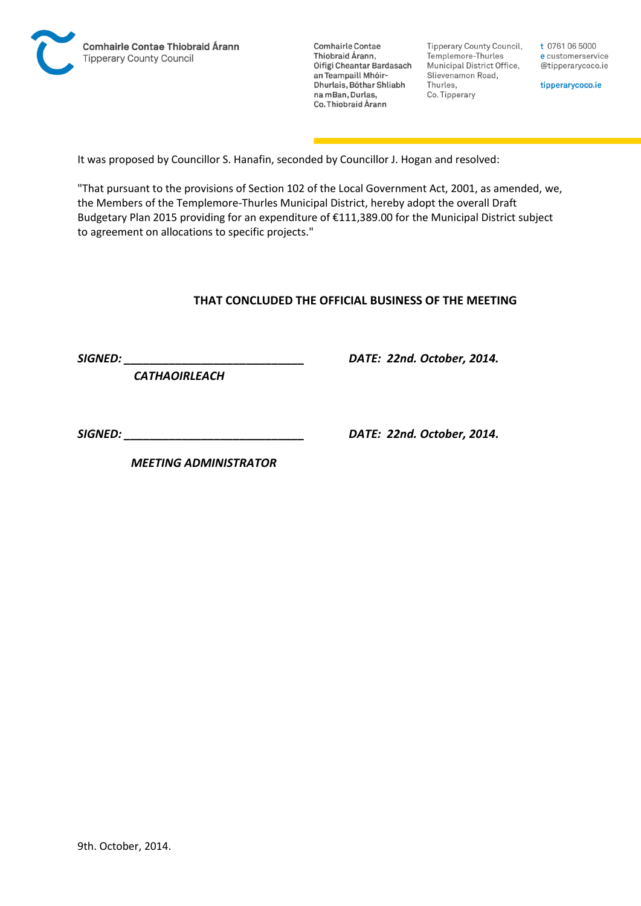It was proposed by Councillor S. Hanafin, seconded by Councillor J. Hogan and resolved:

"That pursuant to the provisions of Section 102 of the Local Government Act, 2001, as amended, we, the Members of the Templemore-Thurles Municipal District, hereby adopt the overall Draft Budgetary Plan 2015 providing for an expenditure of €111,389.00 for the Municipal District subject to agreement on allocations to specific projects."

**THAT CONCLUDED THE OFFICIAL BUSINESS OF THE MEETING**

***SIGNED: ______________________________*** ***DATE: 22nd. October, 2014.***

***CATHAOIRLEACH***

***SIGNED: ______________________________*** ***DATE: 22nd. October, 2014.***

***MEETING ADMINISTRATOR***

9th. October, 2014.